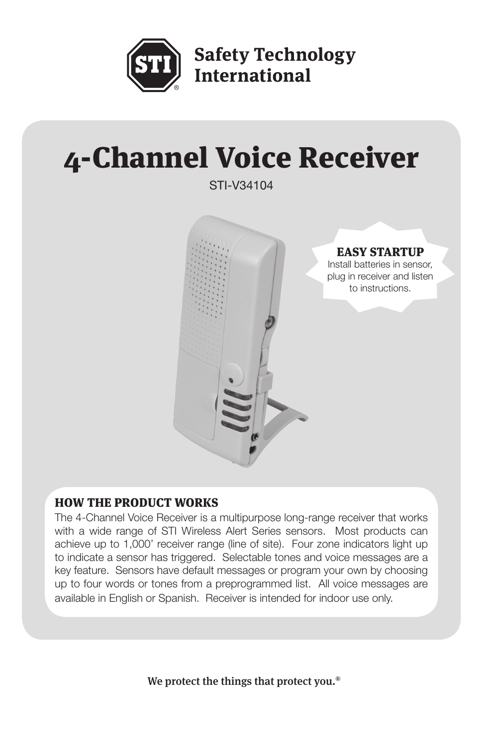Safety Technology International

# 4-Channel Voice Receiver

STI-V34104

**EASY STARTUP**
Install batteries in sensor, plug in receiver and listen to instructions.

## HOW THE PRODUCT WORKS

The 4-Channel Voice Receiver is a multipurpose long-range receiver that works with a wide range of STI Wireless Alert Series sensors. Most products can achieve up to 1,000' receiver range (line of site). Four zone indicators light up to indicate a sensor has triggered. Selectable tones and voice messages are a key feature. Sensors have default messages or program your own by choosing up to four words or tones from a preprogrammed list. All voice messages are available in English or Spanish. Receiver is intended for indoor use only.

**We protect the things that protect you.®**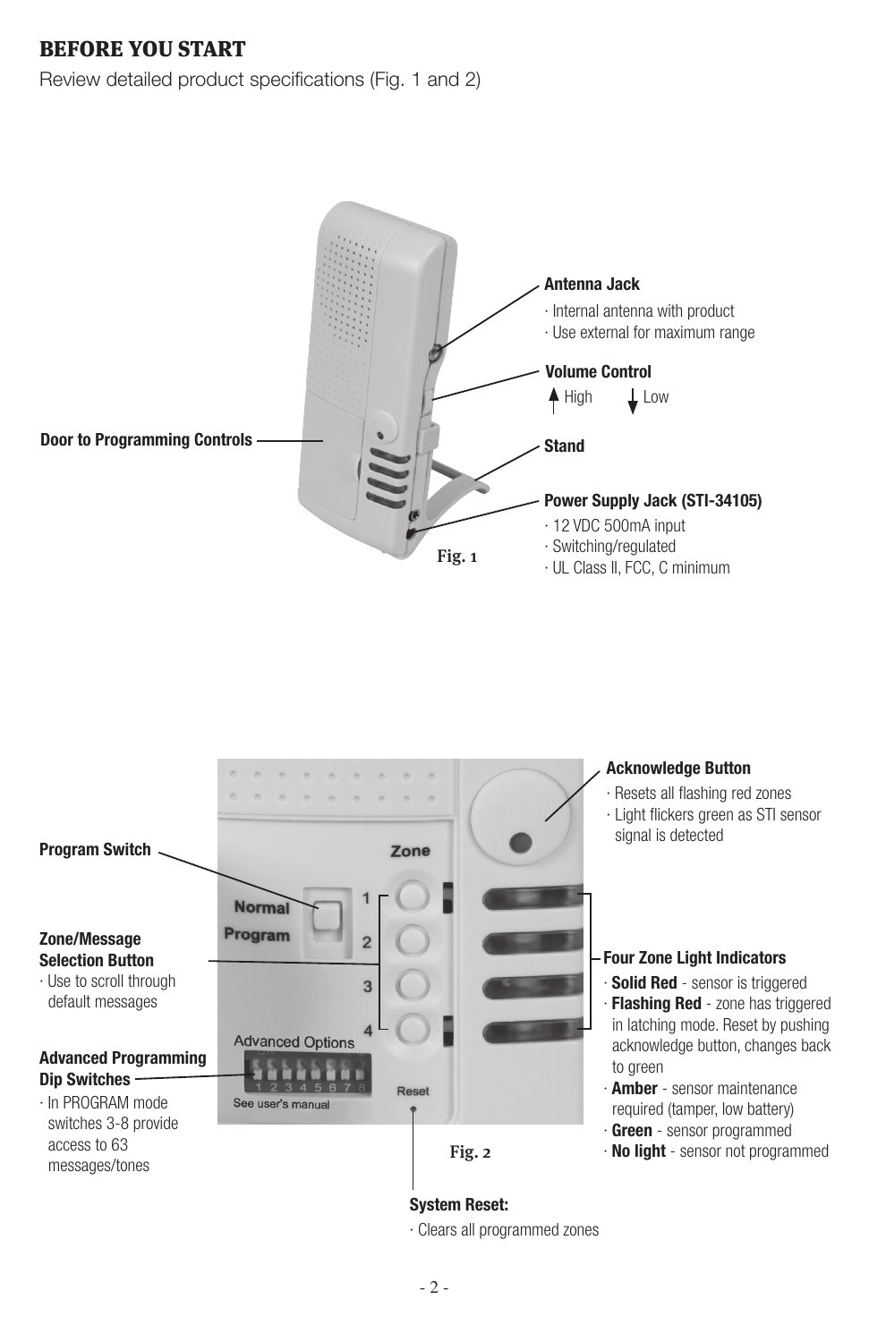## BEFORE YOU START

Review detailed product specifications (Fig. 1 and 2)

**Antenna Jack**
- Internal antenna with product
- Use external for maximum range

**Volume Control**
- ↑ High ↓ Low

**Door to Programming Controls**

**Stand**

**Power Supply Jack (STI-34105)**
- 12 VDC 500mA input
- Switching/regulated
- UL Class II, FCC, C minimum

Fig. 1

**Acknowledge Button**
- Resets all flashing red zones
- Light flickers green as STI sensor signal is detected

**Program Switch**

Normal / Program

**Zone/Message Selection Button**
- Use to scroll through default messages

Zone 1 2 3 4

**Four Zone Light Indicators**
- **Solid Red** - sensor is triggered
- **Flashing Red** - zone has triggered in latching mode. Reset by pushing acknowledge button, changes back to green
- **Amber** - sensor maintenance required (tamper, low battery)
- **Green** - sensor programmed
- **No light** - sensor not programmed

**Advanced Programming Dip Switches**
- In PROGRAM mode switches 3-8 provide access to 63 messages/tones

Advanced Options 1 2 3 4 5 6 7 8 See user's manual

Reset

**System Reset:**
- Clears all programmed zones

Fig. 2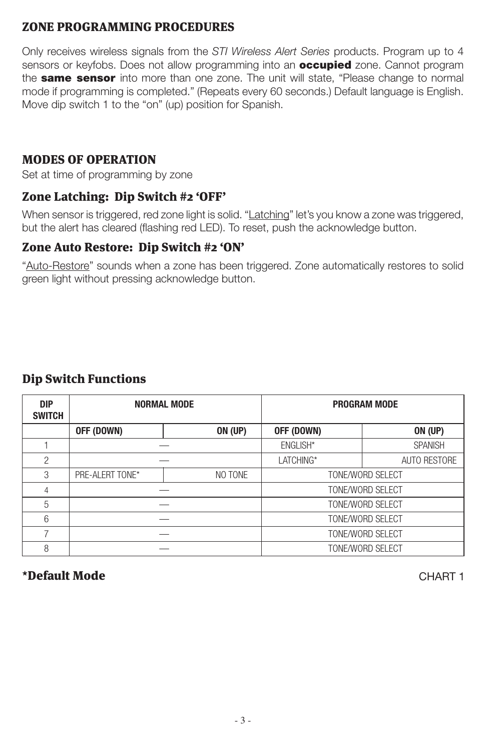## ZONE PROGRAMMING PROCEDURES

Only receives wireless signals from the *STI Wireless Alert Series* products. Program up to 4 sensors or keyfobs. Does not allow programming into an **occupied** zone. Cannot program the **same sensor** into more than one zone. The unit will state, "Please change to normal mode if programming is completed." (Repeats every 60 seconds.) Default language is English. Move dip switch 1 to the "on" (up) position for Spanish.

## MODES OF OPERATION

Set at time of programming by zone

### Zone Latching: Dip Switch #2 'OFF'

When sensor is triggered, red zone light is solid. "Latching" let's you know a zone was triggered, but the alert has cleared (flashing red LED). To reset, push the acknowledge button.

### Zone Auto Restore: Dip Switch #2 'ON'

"Auto-Restore" sounds when a zone has been triggered. Zone automatically restores to solid green light without pressing acknowledge button.

### Dip Switch Functions

| DIP SWITCH | NORMAL MODE | | PROGRAM MODE | |
|---|---|---|---|---|
| | OFF (DOWN) | ON (UP) | OFF (DOWN) | ON (UP) |
| 1 | — | | ENGLISH* | SPANISH |
| 2 | — | | LATCHING* | AUTO RESTORE |
| 3 | PRE-ALERT TONE* | NO TONE | TONE/WORD SELECT | |
| 4 | — | | TONE/WORD SELECT | |
| 5 | — | | TONE/WORD SELECT | |
| 6 | — | | TONE/WORD SELECT | |
| 7 | — | | TONE/WORD SELECT | |
| 8 | — | | TONE/WORD SELECT | |

**\*Default Mode**

CHART 1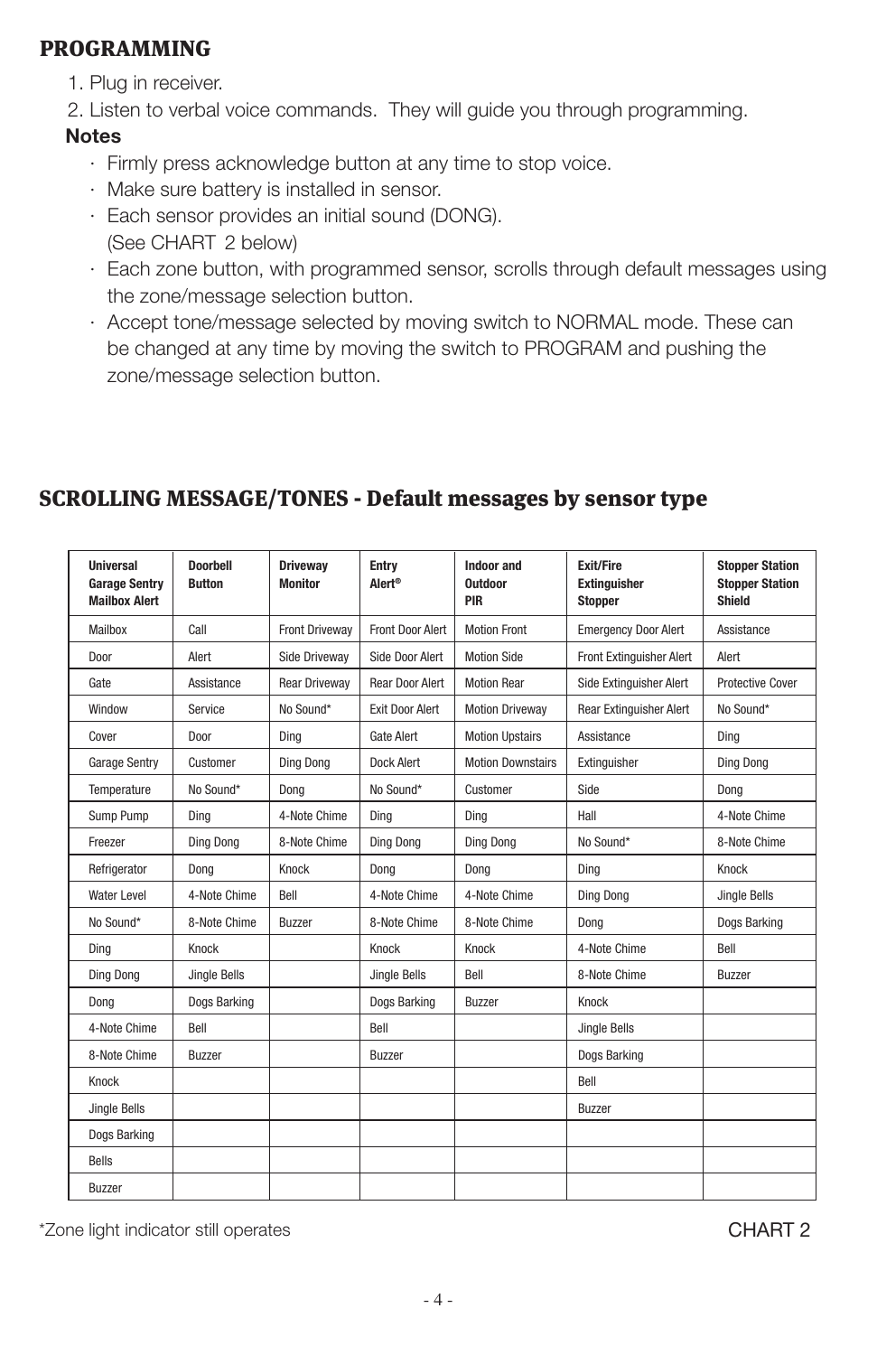## PROGRAMMING

1. Plug in receiver.
2. Listen to verbal voice commands. They will guide you through programming.

**Notes**

- Firmly press acknowledge button at any time to stop voice.
- Make sure battery is installed in sensor.
- Each sensor provides an initial sound (DONG). (See CHART 2 below)
- Each zone button, with programmed sensor, scrolls through default messages using the zone/message selection button.
- Accept tone/message selected by moving switch to NORMAL mode. These can be changed at any time by moving the switch to PROGRAM and pushing the zone/message selection button.

## SCROLLING MESSAGE/TONES - Default messages by sensor type

| Universal Garage Sentry Mailbox Alert | Doorbell Button | Driveway Monitor | Entry Alert® | Indoor and Outdoor PIR | Exit/Fire Extinguisher Stopper | Stopper Station Stopper Station Shield |
|---|---|---|---|---|---|---|
| Mailbox | Call | Front Driveway | Front Door Alert | Motion Front | Emergency Door Alert | Assistance |
| Door | Alert | Side Driveway | Side Door Alert | Motion Side | Front Extinguisher Alert | Alert |
| Gate | Assistance | Rear Driveway | Rear Door Alert | Motion Rear | Side Extinguisher Alert | Protective Cover |
| Window | Service | No Sound* | Exit Door Alert | Motion Driveway | Rear Extinguisher Alert | No Sound* |
| Cover | Door | Ding | Gate Alert | Motion Upstairs | Assistance | Ding |
| Garage Sentry | Customer | Ding Dong | Dock Alert | Motion Downstairs | Extinguisher | Ding Dong |
| Temperature | No Sound* | Dong | No Sound* | Customer | Side | Dong |
| Sump Pump | Ding | 4-Note Chime | Ding | Ding | Hall | 4-Note Chime |
| Freezer | Ding Dong | 8-Note Chime | Ding Dong | Ding Dong | No Sound* | 8-Note Chime |
| Refrigerator | Dong | Knock | Dong | Dong | Ding | Knock |
| Water Level | 4-Note Chime | Bell | 4-Note Chime | 4-Note Chime | Ding Dong | Jingle Bells |
| No Sound* | 8-Note Chime | Buzzer | 8-Note Chime | 8-Note Chime | Dong | Dogs Barking |
| Ding | Knock | | Knock | Knock | 4-Note Chime | Bell |
| Ding Dong | Jingle Bells | | Jingle Bells | Bell | 8-Note Chime | Buzzer |
| Dong | Dogs Barking | | Dogs Barking | Buzzer | Knock | |
| 4-Note Chime | Bell | | Bell | | Jingle Bells | |
| 8-Note Chime | Buzzer | | Buzzer | | Dogs Barking | |
| Knock | | | | | Bell | |
| Jingle Bells | | | | | Buzzer | |
| Dogs Barking | | | | | | |
| Bells | | | | | | |
| Buzzer | | | | | | |

*Zone light indicator still operates

CHART 2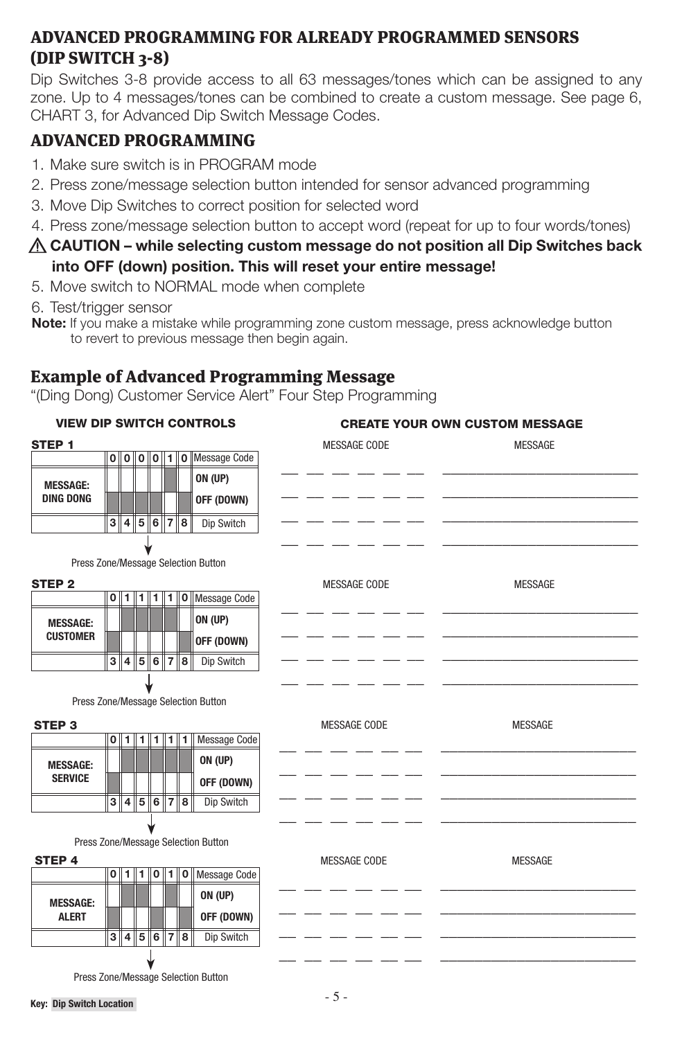## ADVANCED PROGRAMMING FOR ALREADY PROGRAMMED SENSORS (DIP SWITCH 3-8)

Dip Switches 3-8 provide access to all 63 messages/tones which can be assigned to any zone. Up to 4 messages/tones can be combined to create a custom message. See page 6, CHART 3, for Advanced Dip Switch Message Codes.

## ADVANCED PROGRAMMING

1. Make sure switch is in PROGRAM mode
2. Press zone/message selection button intended for sensor advanced programming
3. Move Dip Switches to correct position for selected word
4. Press zone/message selection button to accept word (repeat for up to four words/tones)

⚠ **CAUTION – while selecting custom message do not position all Dip Switches back into OFF (down) position. This will reset your entire message!**

5. Move switch to NORMAL mode when complete
6. Test/trigger sensor

**Note:** If you make a mistake while programming zone custom message, press acknowledge button to revert to previous message then begin again.

## Example of Advanced Programming Message

"(Ding Dong) Customer Service Alert" Four Step Programming

**VIEW DIP SWITCH CONTROLS**

**STEP 1**

| MESSAGE: DING DONG | 3 | 4 | 5 | 6 | 7 | 8 |
|---|---|---|---|---|---|---|
| Message Code | 0 | 0 | 0 | 0 | 1 | 0 |
| ON (UP) | | | | | ■ | |
| OFF (DOWN) | ■ | ■ | ■ | ■ | | ■ |

Press Zone/Message Selection Button

**STEP 2**

| MESSAGE: CUSTOMER | 3 | 4 | 5 | 6 | 7 | 8 |
|---|---|---|---|---|---|---|
| Message Code | 0 | 1 | 1 | 1 | 1 | 0 |
| ON (UP) | | ■ | ■ | ■ | ■ | |
| OFF (DOWN) | ■ | | | | | ■ |

Press Zone/Message Selection Button

**STEP 3**

| MESSAGE: SERVICE | 3 | 4 | 5 | 6 | 7 | 8 |
|---|---|---|---|---|---|---|
| Message Code | 0 | 1 | 1 | 1 | 1 | 1 |
| ON (UP) | | ■ | ■ | ■ | ■ | ■ |
| OFF (DOWN) | ■ | | | | | |

Press Zone/Message Selection Button

**STEP 4**

| MESSAGE: ALERT | 3 | 4 | 5 | 6 | 7 | 8 |
|---|---|---|---|---|---|---|
| Message Code | 0 | 1 | 1 | 0 | 1 | 0 |
| ON (UP) | | ■ | ■ | | ■ | |
| OFF (DOWN) | ■ | | | ■ | | ■ |

Press Zone/Message Selection Button

Key: Dip Switch Location

**CREATE YOUR OWN CUSTOM MESSAGE**

| MESSAGE CODE | MESSAGE |
|---|---|
| ___ ___ ___ ___ ___ ___ | ____________________ |
| ___ ___ ___ ___ ___ ___ | ____________________ |
| ___ ___ ___ ___ ___ ___ | ____________________ |
| ___ ___ ___ ___ ___ ___ | ____________________ |

| MESSAGE CODE | MESSAGE |
|---|---|
| ___ ___ ___ ___ ___ ___ | ____________________ |
| ___ ___ ___ ___ ___ ___ | ____________________ |
| ___ ___ ___ ___ ___ ___ | ____________________ |
| ___ ___ ___ ___ ___ ___ | ____________________ |

| MESSAGE CODE | MESSAGE |
|---|---|
| ___ ___ ___ ___ ___ ___ | ____________________ |
| ___ ___ ___ ___ ___ ___ | ____________________ |
| ___ ___ ___ ___ ___ ___ | ____________________ |
| ___ ___ ___ ___ ___ ___ | ____________________ |

| MESSAGE CODE | MESSAGE |
|---|---|
| ___ ___ ___ ___ ___ ___ | ____________________ |
| ___ ___ ___ ___ ___ ___ | ____________________ |
| ___ ___ ___ ___ ___ ___ | ____________________ |
| ___ ___ ___ ___ ___ ___ | ____________________ |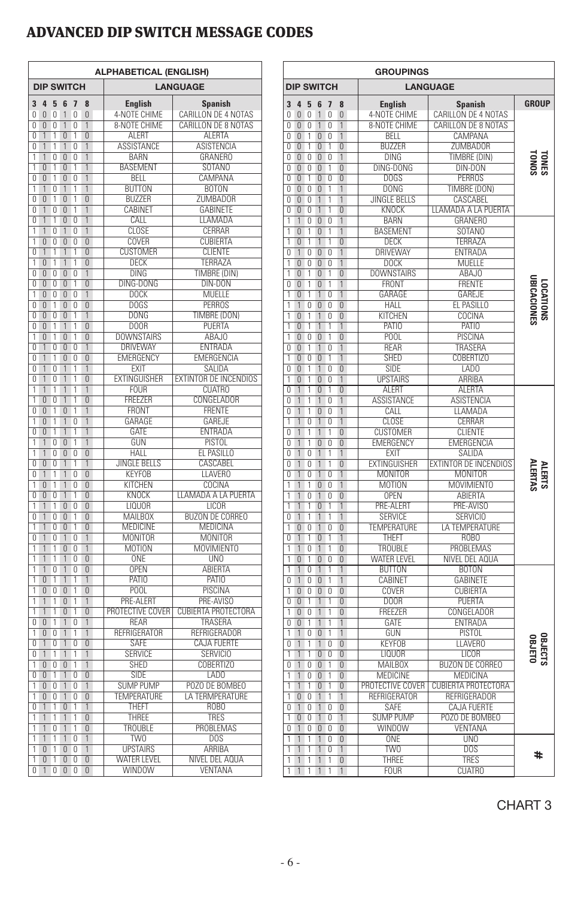# ADVANCED DIP SWITCH MESSAGE CODES

| ALPHABETICAL (ENGLISH) | | | | | | | |
|---|---|---|---|---|---|---|---|
| DIP SWITCH | | | | | | LANGUAGE | |
| 3 | 4 | 5 | 6 | 7 | 8 | English | Spanish |
| 0 | 0 | 0 | 1 | 0 | 0 | 4-NOTE CHIME | CARILLON DE 4 NOTAS |
| 0 | 0 | 0 | 1 | 0 | 1 | 8-NOTE CHIME | CARILLON DE 8 NOTAS |
| 0 | 1 | 1 | 0 | 1 | 0 | ALERT | ALERTA |
| 0 | 1 | 1 | 1 | 0 | 1 | ASSISTANCE | ASISTENCIA |
| 1 | 1 | 0 | 0 | 0 | 1 | BARN | GRANERO |
| 1 | 0 | 1 | 0 | 1 | 1 | BASEMENT | SOTANO |
| 0 | 0 | 1 | 0 | 0 | 1 | BELL | CAMPANA |
| 1 | 1 | 0 | 1 | 1 | 1 | BUTTON | BOTON |
| 0 | 0 | 1 | 0 | 1 | 0 | BUZZER | ZUMBADOR |
| 0 | 1 | 0 | 0 | 1 | 1 | CABINET | GABINETE |
| 0 | 1 | 1 | 0 | 0 | 1 | CALL | LLAMADA |
| 1 | 1 | 0 | 1 | 0 | 1 | CLOSE | CERRAR |
| 1 | 0 | 0 | 0 | 0 | 0 | COVER | CUBIERTA |
| 0 | 1 | 1 | 1 | 1 | 0 | CUSTOMER | CLIENTE |
| 1 | 0 | 1 | 1 | 1 | 0 | DECK | TERRAZA |
| 0 | 0 | 0 | 0 | 0 | 1 | DING | TIMBRE (DIN) |
| 0 | 0 | 0 | 0 | 1 | 0 | DING-DONG | DIN-DON |
| 1 | 0 | 0 | 0 | 0 | 1 | DOCK | MUELLE |
| 0 | 0 | 1 | 0 | 0 | 0 | DOGS | PERROS |
| 0 | 0 | 0 | 0 | 1 | 1 | DONG | TIMBRE (DON) |
| 0 | 0 | 1 | 1 | 1 | 0 | DOOR | PUERTA |
| 1 | 0 | 1 | 0 | 1 | 0 | DOWNSTAIRS | ABAJO |
| 0 | 1 | 0 | 0 | 0 | 1 | DRIVEWAY | ENTRADA |
| 0 | 1 | 1 | 0 | 0 | 0 | EMERGENCY | EMERGENCIA |
| 0 | 1 | 0 | 1 | 1 | 1 | EXIT | SALIDA |
| 0 | 1 | 0 | 1 | 1 | 0 | EXTINGUISHER | EXTINTOR DE INCENDIOS |
| 1 | 1 | 1 | 1 | 1 | 1 | FOUR | CUATRO |
| 1 | 0 | 0 | 1 | 1 | 0 | FREEZER | CONGELADOR |
| 0 | 0 | 1 | 0 | 1 | 1 | FRONT | FRENTE |
| 1 | 0 | 1 | 1 | 0 | 1 | GARAGE | GAREJE |
| 0 | 0 | 1 | 1 | 1 | 1 | GATE | ENTRADA |
| 1 | 1 | 0 | 0 | 1 | 1 | GUN | PISTOL |
| 1 | 1 | 0 | 0 | 0 | 0 | HALL | EL PASILLO |
| 0 | 0 | 0 | 1 | 1 | 1 | JINGLE BELLS | CASCABEL |
| 0 | 1 | 1 | 1 | 0 | 0 | KEYFOB | LLAVERO |
| 1 | 0 | 1 | 1 | 0 | 0 | KITCHEN | COCINA |
| 0 | 0 | 0 | 1 | 1 | 0 | KNOCK | LLAMADA A LA PUERTA |
| 1 | 1 | 1 | 0 | 0 | 0 | LIQUOR | LICOR |
| 0 | 1 | 0 | 0 | 1 | 0 | MAILBOX | BUZON DE CORREO |
| 1 | 1 | 0 | 0 | 1 | 0 | MEDICINE | MEDICINA |
| 0 | 1 | 0 | 1 | 0 | 1 | MONITOR | MONITOR |
| 1 | 1 | 1 | 0 | 0 | 1 | MOTION | MOVIMIENTO |
| 1 | 1 | 1 | 1 | 0 | 0 | ONE | UNO |
| 1 | 1 | 0 | 1 | 0 | 0 | OPEN | ABIERTA |
| 1 | 0 | 1 | 1 | 1 | 1 | PATIO | PATIO |
| 1 | 0 | 0 | 0 | 1 | 0 | POOL | PISCINA |
| 1 | 1 | 1 | 0 | 1 | 1 | PRE-ALERT | PRE-AVISO |
| 1 | 1 | 1 | 0 | 1 | 0 | PROTECTIVE COVER | CUBIERTA PROTECTORA |
| 0 | 0 | 1 | 1 | 0 | 1 | REAR | TRASERA |
| 1 | 0 | 0 | 1 | 1 | 1 | REFRIGERATOR | REFRIGERADOR |
| 0 | 1 | 0 | 1 | 0 | 0 | SAFE | CAJA FUERTE |
| 0 | 1 | 1 | 1 | 1 | 1 | SERVICE | SERVICIO |
| 1 | 0 | 0 | 0 | 1 | 1 | SHED | COBERTIZO |
| 0 | 0 | 1 | 1 | 0 | 0 | SIDE | LADO |
| 1 | 0 | 0 | 1 | 0 | 1 | SUMP PUMP | POZO DE BOMBEO |
| 1 | 0 | 0 | 1 | 0 | 0 | TEMPERATURE | LA TERMPERATURE |
| 0 | 1 | 1 | 0 | 1 | 1 | THEFT | ROBO |
| 1 | 1 | 1 | 1 | 1 | 0 | THREE | TRES |
| 1 | 1 | 0 | 1 | 1 | 0 | TROUBLE | PROBLEMAS |
| 1 | 1 | 1 | 1 | 0 | 1 | TWO | DOS |
| 1 | 0 | 1 | 0 | 0 | 1 | UPSTAIRS | ARRIBA |
| 1 | 0 | 1 | 0 | 0 | 0 | WATER LEVEL | NIVEL DEL AQUA |
| 0 | 1 | 0 | 0 | 0 | 0 | WINDOW | VENTANA |

| GROUPINGS | | | | | | | | |
|---|---|---|---|---|---|---|---|---|
| DIP SWITCH | | | | | | LANGUAGE | | |
| 3 | 4 | 5 | 6 | 7 | 8 | English | Spanish | GROUP |
| 0 | 0 | 0 | 1 | 0 | 0 | 4-NOTE CHIME | CARILLON DE 4 NOTAS | TONES TONOS |
| 0 | 0 | 0 | 1 | 0 | 1 | 8-NOTE CHIME | CARILLON DE 8 NOTAS | |
| 0 | 0 | 1 | 0 | 0 | 1 | BELL | CAMPANA | |
| 0 | 0 | 1 | 0 | 1 | 0 | BUZZER | ZUMBADOR | |
| 0 | 0 | 0 | 0 | 0 | 1 | DING | TIMBRE (DIN) | |
| 0 | 0 | 0 | 0 | 1 | 0 | DING-DONG | DIN-DON | |
| 0 | 0 | 1 | 0 | 0 | 0 | DOGS | PERROS | |
| 0 | 0 | 0 | 0 | 1 | 1 | DONG | TIMBRE (DON) | |
| 0 | 0 | 0 | 1 | 1 | 1 | JINGLE BELLS | CASCABEL | |
| 0 | 0 | 0 | 1 | 1 | 0 | KNOCK | LLAMADA A LA PUERTA | |
| 1 | 1 | 0 | 0 | 0 | 1 | BARN | GRANERO | LOCATIONS UBICACIONES |
| 1 | 0 | 1 | 0 | 1 | 1 | BASEMENT | SOTANO | |
| 1 | 0 | 1 | 1 | 1 | 0 | DECK | TERRAZA | |
| 0 | 1 | 0 | 0 | 0 | 1 | DRIVEWAY | ENTRADA | |
| 1 | 0 | 0 | 0 | 0 | 1 | DOCK | MUELLE | |
| 1 | 0 | 1 | 0 | 1 | 0 | DOWNSTAIRS | ABAJO | |
| 0 | 0 | 1 | 0 | 1 | 1 | FRONT | FRENTE | |
| 1 | 0 | 1 | 1 | 0 | 1 | GARAGE | GAREJE | |
| 1 | 1 | 0 | 0 | 0 | 0 | HALL | EL PASILLO | |
| 1 | 0 | 1 | 1 | 0 | 0 | KITCHEN | COCINA | |
| 1 | 0 | 1 | 1 | 1 | 1 | PATIO | PATIO | |
| 1 | 0 | 0 | 0 | 1 | 0 | POOL | PISCINA | |
| 0 | 0 | 1 | 1 | 0 | 1 | REAR | TRASERA | |
| 1 | 0 | 0 | 0 | 1 | 1 | SHED | COBERTIZO | |
| 0 | 0 | 1 | 1 | 0 | 0 | SIDE | LADO | |
| 1 | 0 | 1 | 0 | 0 | 1 | UPSTAIRS | ARRIBA | |
| 0 | 1 | 1 | 0 | 1 | 0 | ALERT | ALERTA | ALERTS ALERTAS |
| 0 | 1 | 1 | 1 | 0 | 1 | ASSISTANCE | ASISTENCIA | |
| 0 | 1 | 1 | 0 | 0 | 1 | CALL | LLAMADA | |
| 1 | 1 | 0 | 1 | 0 | 1 | CLOSE | CERRAR | |
| 0 | 1 | 1 | 1 | 1 | 0 | CUSTOMER | CLIENTE | |
| 0 | 1 | 1 | 0 | 0 | 0 | EMERGENCY | EMERGENCIA | |
| 0 | 1 | 0 | 1 | 1 | 1 | EXIT | SALIDA | |
| 0 | 1 | 0 | 1 | 1 | 0 | EXTINGUISHER | EXTINTOR DE INCENDIOS | |
| 0 | 1 | 0 | 1 | 0 | 1 | MONITOR | MONITOR | |
| 1 | 1 | 1 | 0 | 0 | 1 | MOTION | MOVIMIENTO | |
| 1 | 1 | 0 | 1 | 0 | 0 | OPEN | ABIERTA | |
| 1 | 1 | 1 | 0 | 1 | 1 | PRE-ALERT | PRE-AVISO | |
| 0 | 1 | 1 | 1 | 1 | 1 | SERVICE | SERVICIO | |
| 1 | 0 | 0 | 1 | 0 | 0 | TEMPERATURE | LA TEMPERATURE | |
| 0 | 1 | 1 | 0 | 1 | 1 | THEFT | ROBO | |
| 1 | 1 | 0 | 1 | 1 | 0 | TROUBLE | PROBLEMAS | |
| 1 | 0 | 1 | 0 | 0 | 0 | WATER LEVEL | NIVEL DEL AQUA | |
| 1 | 1 | 0 | 1 | 1 | 1 | BUTTON | BOTON | OBJECTS OBJETO |
| 0 | 1 | 0 | 0 | 1 | 1 | CABINET | GABINETE | |
| 1 | 0 | 0 | 0 | 0 | 0 | COVER | CUBIERTA | |
| 0 | 0 | 1 | 1 | 1 | 0 | DOOR | PUERTA | |
| 1 | 0 | 0 | 1 | 1 | 0 | FREEZER | CONGELADOR | |
| 0 | 0 | 1 | 1 | 1 | 1 | GATE | ENTRADA | |
| 1 | 1 | 0 | 0 | 1 | 1 | GUN | PISTOL | |
| 0 | 1 | 1 | 1 | 0 | 0 | KEYFOB | LLAVERO | |
| 1 | 1 | 1 | 0 | 0 | 0 | LIQUOR | LICOR | |
| 0 | 1 | 0 | 0 | 1 | 0 | MAILBOX | BUZON DE CORREO | |
| 1 | 1 | 0 | 0 | 1 | 0 | MEDICINE | MEDICINA | |
| 1 | 1 | 1 | 0 | 1 | 0 | PROTECTIVE COVER | CUBIERTA PROTECTORA | |
| 1 | 0 | 0 | 1 | 1 | 1 | REFRIGERATOR | REFRIGERADOR | |
| 0 | 1 | 0 | 1 | 0 | 0 | SAFE | CAJA FUERTE | |
| 1 | 0 | 0 | 1 | 0 | 1 | SUMP PUMP | POZO DE BOMBEO | |
| 0 | 1 | 0 | 0 | 0 | 0 | WINDOW | VENTANA | |
| 1 | 1 | 1 | 1 | 0 | 0 | ONE | UNO | # |
| 1 | 1 | 1 | 1 | 0 | 1 | TWO | DOS | |
| 1 | 1 | 1 | 1 | 1 | 0 | THREE | TRES | |
| 1 | 1 | 1 | 1 | 1 | 1 | FOUR | CUATRO | |

CHART 3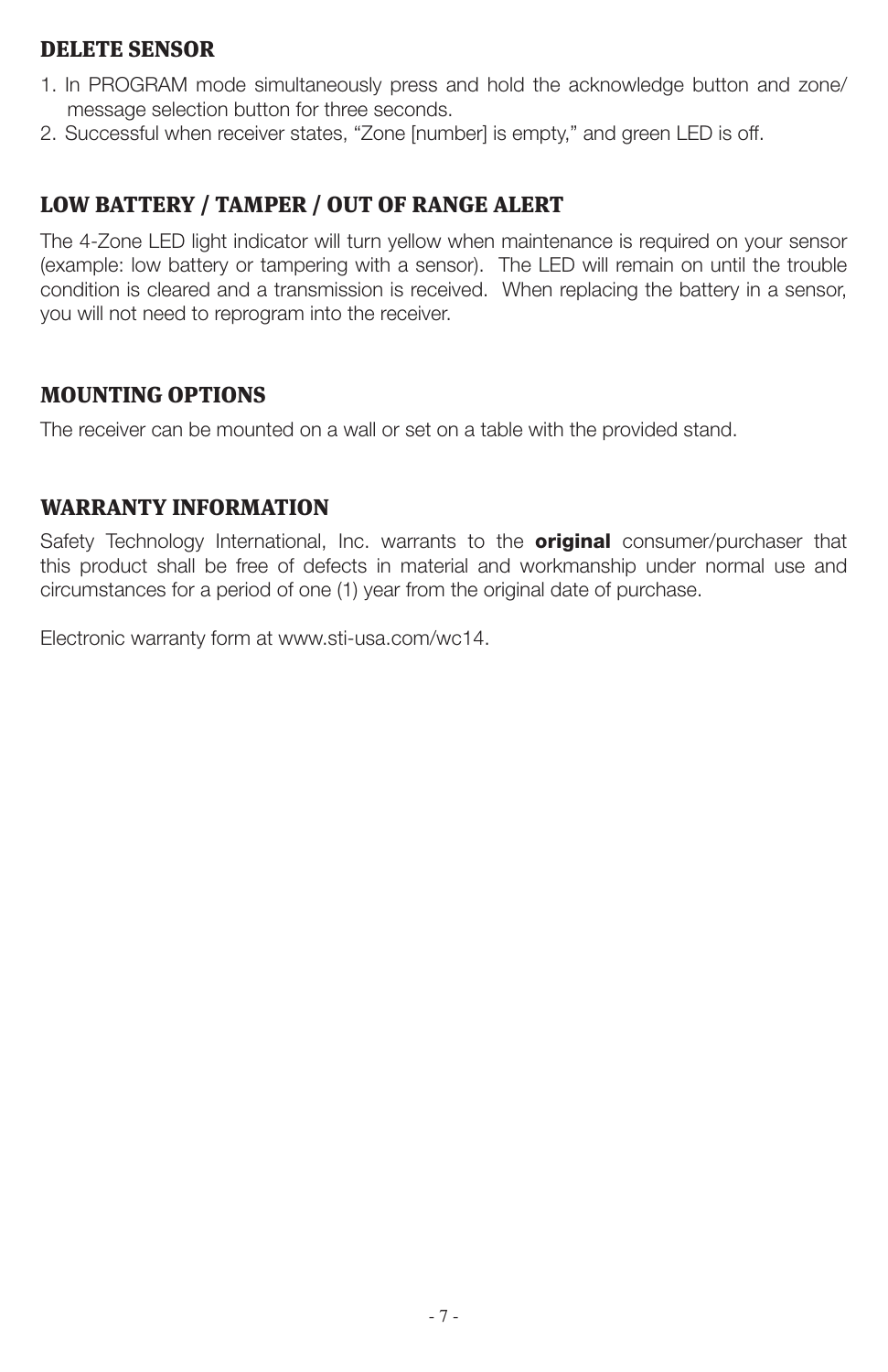## DELETE SENSOR

1. In PROGRAM mode simultaneously press and hold the acknowledge button and zone/message selection button for three seconds.
2. Successful when receiver states, "Zone [number] is empty," and green LED is off.

## LOW BATTERY / TAMPER / OUT OF RANGE ALERT

The 4-Zone LED light indicator will turn yellow when maintenance is required on your sensor (example: low battery or tampering with a sensor). The LED will remain on until the trouble condition is cleared and a transmission is received. When replacing the battery in a sensor, you will not need to reprogram into the receiver.

## MOUNTING OPTIONS

The receiver can be mounted on a wall or set on a table with the provided stand.

## WARRANTY INFORMATION

Safety Technology International, Inc. warrants to the **original** consumer/purchaser that this product shall be free of defects in material and workmanship under normal use and circumstances for a period of one (1) year from the original date of purchase.

Electronic warranty form at www.sti-usa.com/wc14.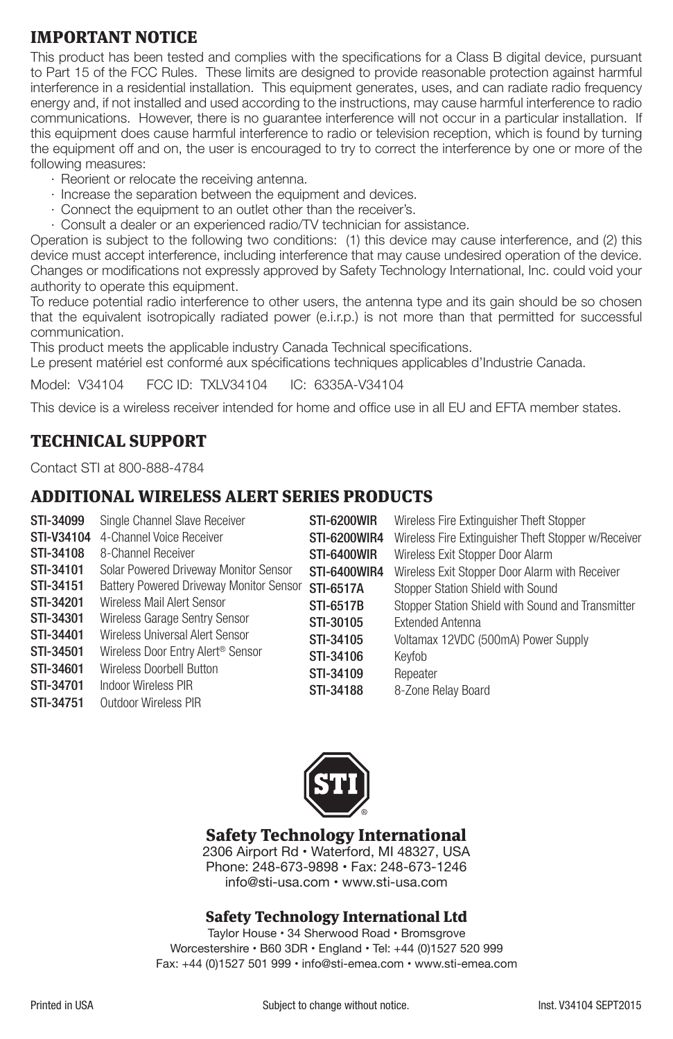## IMPORTANT NOTICE

This product has been tested and complies with the specifications for a Class B digital device, pursuant to Part 15 of the FCC Rules. These limits are designed to provide reasonable protection against harmful interference in a residential installation. This equipment generates, uses, and can radiate radio frequency energy and, if not installed and used according to the instructions, may cause harmful interference to radio communications. However, there is no guarantee interference will not occur in a particular installation. If this equipment does cause harmful interference to radio or television reception, which is found by turning the equipment off and on, the user is encouraged to try to correct the interference by one or more of the following measures:

- Reorient or relocate the receiving antenna.
- Increase the separation between the equipment and devices.
- Connect the equipment to an outlet other than the receiver's.
- Consult a dealer or an experienced radio/TV technician for assistance.

Operation is subject to the following two conditions: (1) this device may cause interference, and (2) this device must accept interference, including interference that may cause undesired operation of the device. Changes or modifications not expressly approved by Safety Technology International, Inc. could void your authority to operate this equipment.

To reduce potential radio interference to other users, the antenna type and its gain should be so chosen that the equivalent isotropically radiated power (e.i.r.p.) is not more than that permitted for successful communication.

This product meets the applicable industry Canada Technical specifications.

Le present matériel est conformé aux spécifications techniques applicables d'Industrie Canada.

Model: V34104 FCC ID: TXLV34104 IC: 6335A-V34104

This device is a wireless receiver intended for home and office use in all EU and EFTA member states.

## TECHNICAL SUPPORT

Contact STI at 800-888-4784

## ADDITIONAL WIRELESS ALERT SERIES PRODUCTS

| | |
|---|---|
| **STI-34099** | Single Channel Slave Receiver |
| **STI-V34104** | 4-Channel Voice Receiver |
| **STI-34108** | 8-Channel Receiver |
| **STI-34101** | Solar Powered Driveway Monitor Sensor |
| **STI-34151** | Battery Powered Driveway Monitor Sensor |
| **STI-34201** | Wireless Mail Alert Sensor |
| **STI-34301** | Wireless Garage Sentry Sensor |
| **STI-34401** | Wireless Universal Alert Sensor |
| **STI-34501** | Wireless Door Entry Alert® Sensor |
| **STI-34601** | Wireless Doorbell Button |
| **STI-34701** | Indoor Wireless PIR |
| **STI-34751** | Outdoor Wireless PIR |
| **STI-6200WIR** | Wireless Fire Extinguisher Theft Stopper |
| **STI-6200WIR4** | Wireless Fire Extinguisher Theft Stopper w/Receiver |
| **STI-6400WIR** | Wireless Exit Stopper Door Alarm |
| **STI-6400WIR4** | Wireless Exit Stopper Door Alarm with Receiver |
| **STI-6517A** | Stopper Station Shield with Sound |
| **STI-6517B** | Stopper Station Shield with Sound and Transmitter |
| **STI-30105** | Extended Antenna |
| **STI-34105** | Voltamax 12VDC (500mA) Power Supply |
| **STI-34106** | Keyfob |
| **STI-34109** | Repeater |
| **STI-34188** | 8-Zone Relay Board |

STI®

### Safety Technology International

2306 Airport Rd • Waterford, MI 48327, USA
Phone: 248-673-9898 • Fax: 248-673-1246
info@sti-usa.com • www.sti-usa.com

### Safety Technology International Ltd

Taylor House • 34 Sherwood Road • Bromsgrove
Worcestershire • B60 3DR • England • Tel: +44 (0)1527 520 999
Fax: +44 (0)1527 501 999 • info@sti-emea.com • www.sti-emea.com

Printed in USA Subject to change without notice. Inst. V34104 SEPT2015